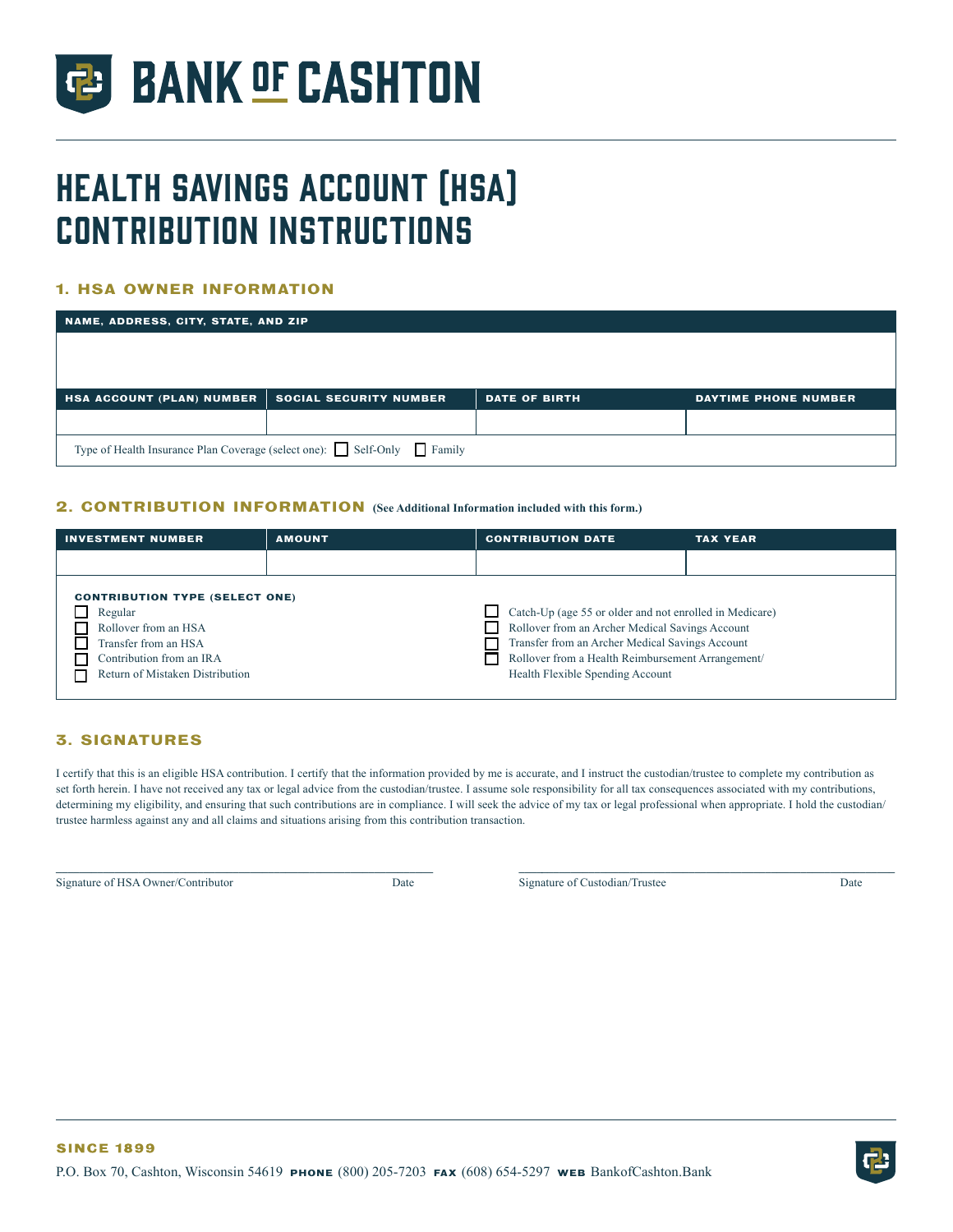# BANK OF CASHTON

# HEALTH SAVINGS ACCOUNT (HSA) CONTRIBUTION INSTRUCTIONS

## 1. HSA OWNER INFORMATION

| NAME, ADDRESS, CITY, STATE, AND ZIP | | | |
|---|---|---|---|
| | | | |
| **HSA ACCOUNT (PLAN) NUMBER** | **SOCIAL SECURITY NUMBER** | **DATE OF BIRTH** | **DAYTIME PHONE NUMBER** |
| | | | |

Type of Health Insurance Plan Coverage (select one): ☐ Self-Only ☐ Family

## 2. CONTRIBUTION INFORMATION (See Additional Information included with this form.)

| INVESTMENT NUMBER | AMOUNT | CONTRIBUTION DATE | TAX YEAR |
|---|---|---|---|
| | | | |

**CONTRIBUTION TYPE (SELECT ONE)**

- ☐ Regular
- ☐ Rollover from an HSA
- ☐ Transfer from an HSA
- ☐ Contribution from an IRA
- ☐ Return of Mistaken Distribution
- ☐ Catch-Up (age 55 or older and not enrolled in Medicare)
- ☐ Rollover from an Archer Medical Savings Account
- ☐ Transfer from an Archer Medical Savings Account
- ☐ Rollover from a Health Reimbursement Arrangement/ Health Flexible Spending Account

## 3. SIGNATURES

I certify that this is an eligible HSA contribution. I certify that the information provided by me is accurate, and I instruct the custodian/trustee to complete my contribution as set forth herein. I have not received any tax or legal advice from the custodian/trustee. I assume sole responsibility for all tax consequences associated with my contributions, determining my eligibility, and ensuring that such contributions are in compliance. I will seek the advice of my tax or legal professional when appropriate. I hold the custodian/trustee harmless against any and all claims and situations arising from this contribution transaction.

______________________________ Date ________

Signature of HSA Owner/Contributor

______________________________ Date ________

Signature of Custodian/Trustee

**SINCE 1899**

P.O. Box 70, Cashton, Wisconsin 54619 **PHONE** (800) 205-7203 **FAX** (608) 654-5297 **WEB** BankofCashton.Bank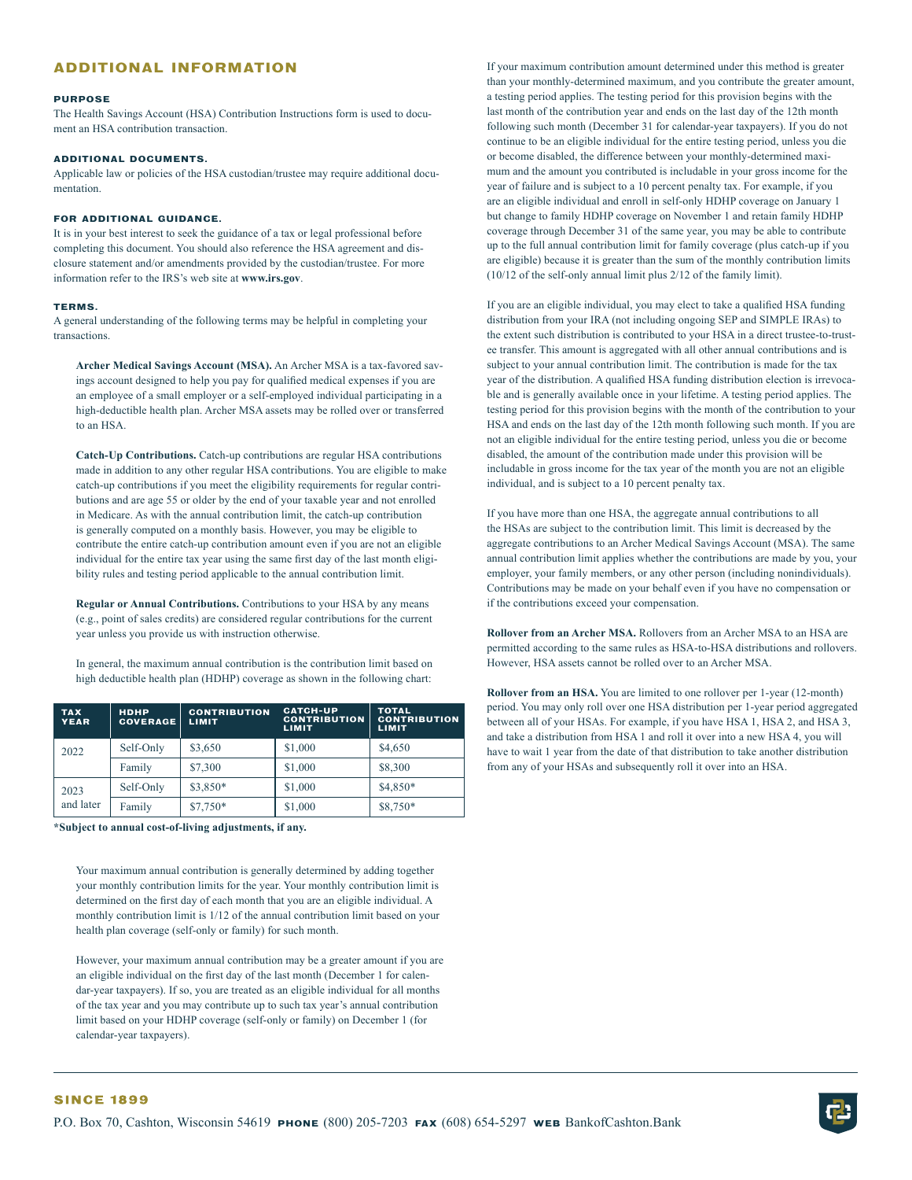## ADDITIONAL INFORMATION

### PURPOSE

The Health Savings Account (HSA) Contribution Instructions form is used to document an HSA contribution transaction.

### ADDITIONAL DOCUMENTS.

Applicable law or policies of the HSA custodian/trustee may require additional documentation.

### FOR ADDITIONAL GUIDANCE.

It is in your best interest to seek the guidance of a tax or legal professional before completing this document. You should also reference the HSA agreement and disclosure statement and/or amendments provided by the custodian/trustee. For more information refer to the IRS's web site at **www.irs.gov**.

### TERMS.

A general understanding of the following terms may be helpful in completing your transactions.

**Archer Medical Savings Account (MSA).** An Archer MSA is a tax-favored savings account designed to help you pay for qualified medical expenses if you are an employee of a small employer or a self-employed individual participating in a high-deductible health plan. Archer MSA assets may be rolled over or transferred to an HSA.

**Catch-Up Contributions.** Catch-up contributions are regular HSA contributions made in addition to any other regular HSA contributions. You are eligible to make catch-up contributions if you meet the eligibility requirements for regular contributions and are age 55 or older by the end of your taxable year and not enrolled in Medicare. As with the annual contribution limit, the catch-up contribution is generally computed on a monthly basis. However, you may be eligible to contribute the entire catch-up contribution amount even if you are not an eligible individual for the entire tax year using the same first day of the last month eligibility rules and testing period applicable to the annual contribution limit.

**Regular or Annual Contributions.** Contributions to your HSA by any means (e.g., point of sales credits) are considered regular contributions for the current year unless you provide us with instruction otherwise.

In general, the maximum annual contribution is the contribution limit based on high deductible health plan (HDHP) coverage as shown in the following chart:

| TAX YEAR | HDHP COVERAGE | CONTRIBUTION LIMIT | CATCH-UP CONTRIBUTION LIMIT | TOTAL CONTRIBUTION LIMIT |
|---|---|---|---|---|
| 2022 | Self-Only | $3,650 | $1,000 | $4,650 |
| | Family | $7,300 | $1,000 | $8,300 |
| 2023 and later | Self-Only | $3,850* | $1,000 | $4,850* |
| | Family | $7,750* | $1,000 | $8,750* |

**\*Subject to annual cost-of-living adjustments, if any.**

Your maximum annual contribution is generally determined by adding together your monthly contribution limits for the year. Your monthly contribution limit is determined on the first day of each month that you are an eligible individual. A monthly contribution limit is 1/12 of the annual contribution limit based on your health plan coverage (self-only or family) for such month.

However, your maximum annual contribution may be a greater amount if you are an eligible individual on the first day of the last month (December 1 for calendar-year taxpayers). If so, you are treated as an eligible individual for all months of the tax year and you may contribute up to such tax year's annual contribution limit based on your HDHP coverage (self-only or family) on December 1 (for calendar-year taxpayers).

If your maximum contribution amount determined under this method is greater than your monthly-determined maximum, and you contribute the greater amount, a testing period applies. The testing period for this provision begins with the last month of the contribution year and ends on the last day of the 12th month following such month (December 31 for calendar-year taxpayers). If you do not continue to be an eligible individual for the entire testing period, unless you die or become disabled, the difference between your monthly-determined maximum and the amount you contributed is includable in your gross income for the year of failure and is subject to a 10 percent penalty tax. For example, if you are an eligible individual and enroll in self-only HDHP coverage on January 1 but change to family HDHP coverage on November 1 and retain family HDHP coverage through December 31 of the same year, you may be able to contribute up to the full annual contribution limit for family coverage (plus catch-up if you are eligible) because it is greater than the sum of the monthly contribution limits (10/12 of the self-only annual limit plus 2/12 of the family limit).

If you are an eligible individual, you may elect to take a qualified HSA funding distribution from your IRA (not including ongoing SEP and SIMPLE IRAs) to the extent such distribution is contributed to your HSA in a direct trustee-to-trustee transfer. This amount is aggregated with all other annual contributions and is subject to your annual contribution limit. The contribution is made for the tax year of the distribution. A qualified HSA funding distribution election is irrevocable and is generally available once in your lifetime. A testing period applies. The testing period for this provision begins with the month of the contribution to your HSA and ends on the last day of the 12th month following such month. If you are not an eligible individual for the entire testing period, unless you die or become disabled, the amount of the contribution made under this provision will be includable in gross income for the tax year of the month you are not an eligible individual, and is subject to a 10 percent penalty tax.

If you have more than one HSA, the aggregate annual contributions to all the HSAs are subject to the contribution limit. This limit is decreased by the aggregate contributions to an Archer Medical Savings Account (MSA). The same annual contribution limit applies whether the contributions are made by you, your employer, your family members, or any other person (including nonindividuals). Contributions may be made on your behalf even if you have no compensation or if the contributions exceed your compensation.

**Rollover from an Archer MSA.** Rollovers from an Archer MSA to an HSA are permitted according to the same rules as HSA-to-HSA distributions and rollovers. However, HSA assets cannot be rolled over to an Archer MSA.

**Rollover from an HSA.** You are limited to one rollover per 1-year (12-month) period. You may only roll over one HSA distribution per 1-year period aggregated between all of your HSAs. For example, if you have HSA 1, HSA 2, and HSA 3, and take a distribution from HSA 1 and roll it over into a new HSA 4, you will have to wait 1 year from the date of that distribution to take another distribution from any of your HSAs and subsequently roll it over into an HSA.

**SINCE 1899**

P.O. Box 70, Cashton, Wisconsin 54619 **PHONE** (800) 205-7203 **FAX** (608) 654-5297 **WEB** BankofCashton.Bank